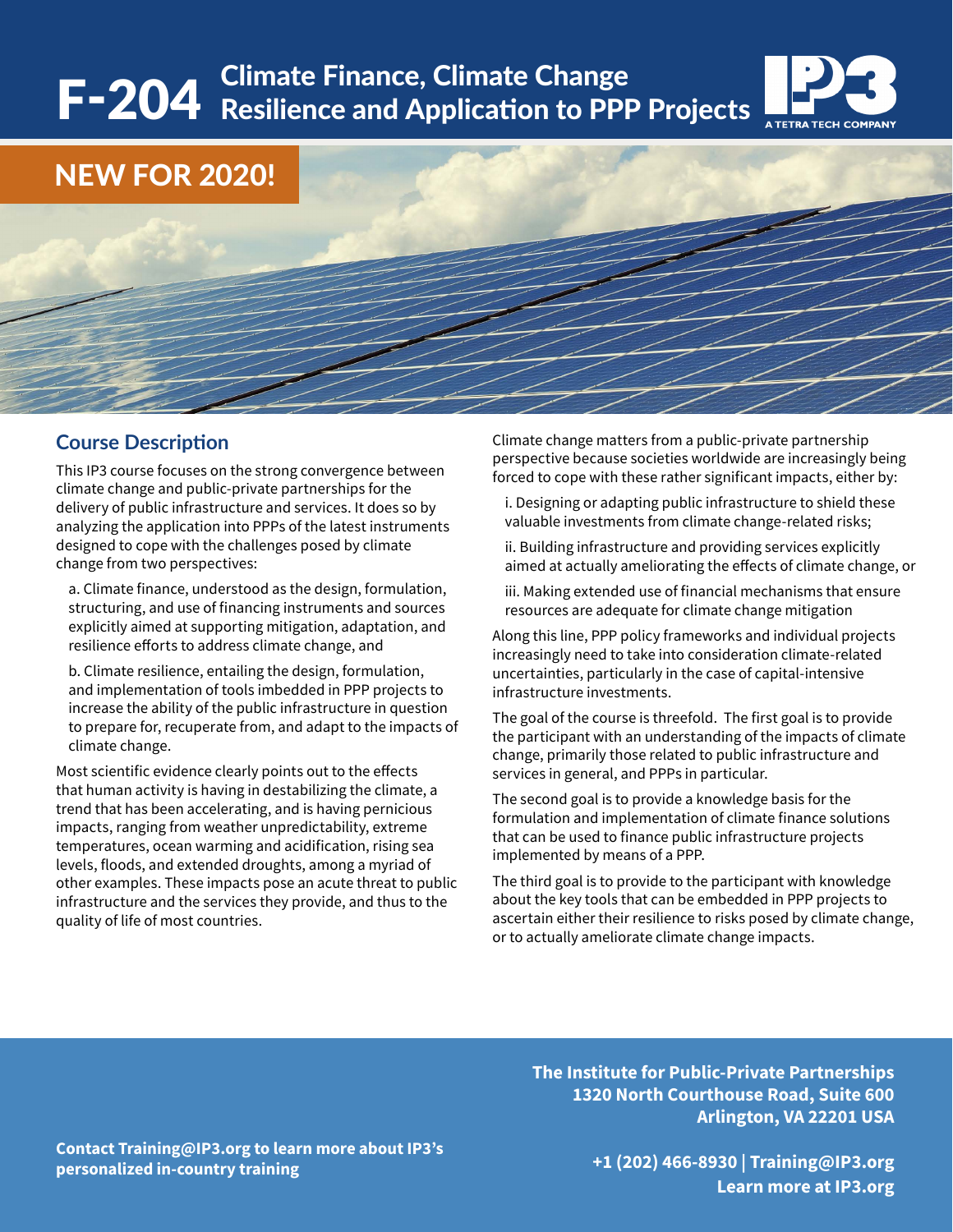# F-204 Climate Finance, Climate Change Resilience and Application to PPP Projects

IP3 — A TETRA TECH COMPANY

**NEW FOR 2020!**

## Course Description

This IP3 course focuses on the strong convergence between climate change and public-private partnerships for the delivery of public infrastructure and services. It does so by analyzing the application into PPPs of the latest instruments designed to cope with the challenges posed by climate change from two perspectives:

a. Climate finance, understood as the design, formulation, structuring, and use of financing instruments and sources explicitly aimed at supporting mitigation, adaptation, and resilience efforts to address climate change, and

b. Climate resilience, entailing the design, formulation, and implementation of tools imbedded in PPP projects to increase the ability of the public infrastructure in question to prepare for, recuperate from, and adapt to the impacts of climate change.

Most scientific evidence clearly points out to the effects that human activity is having in destabilizing the climate, a trend that has been accelerating, and is having pernicious impacts, ranging from weather unpredictability, extreme temperatures, ocean warming and acidification, rising sea levels, floods, and extended droughts, among a myriad of other examples. These impacts pose an acute threat to public infrastructure and the services they provide, and thus to the quality of life of most countries.

Climate change matters from a public-private partnership perspective because societies worldwide are increasingly being forced to cope with these rather significant impacts, either by:

i. Designing or adapting public infrastructure to shield these valuable investments from climate change-related risks;

ii. Building infrastructure and providing services explicitly aimed at actually ameliorating the effects of climate change, or

iii. Making extended use of financial mechanisms that ensure resources are adequate for climate change mitigation

Along this line, PPP policy frameworks and individual projects increasingly need to take into consideration climate-related uncertainties, particularly in the case of capital-intensive infrastructure investments.

The goal of the course is threefold. The first goal is to provide the participant with an understanding of the impacts of climate change, primarily those related to public infrastructure and services in general, and PPPs in particular.

The second goal is to provide a knowledge basis for the formulation and implementation of climate finance solutions that can be used to finance public infrastructure projects implemented by means of a PPP.

The third goal is to provide to the participant with knowledge about the key tools that can be embedded in PPP projects to ascertain either their resilience to risks posed by climate change, or to actually ameliorate climate change impacts.

**Contact Training@IP3.org to learn more about IP3's personalized in-country training**

**The Institute for Public-Private Partnerships**
**1320 North Courthouse Road, Suite 600**
**Arlington, VA 22201 USA**

**+1 (202) 466-8930 | Training@IP3.org**
**Learn more at IP3.org**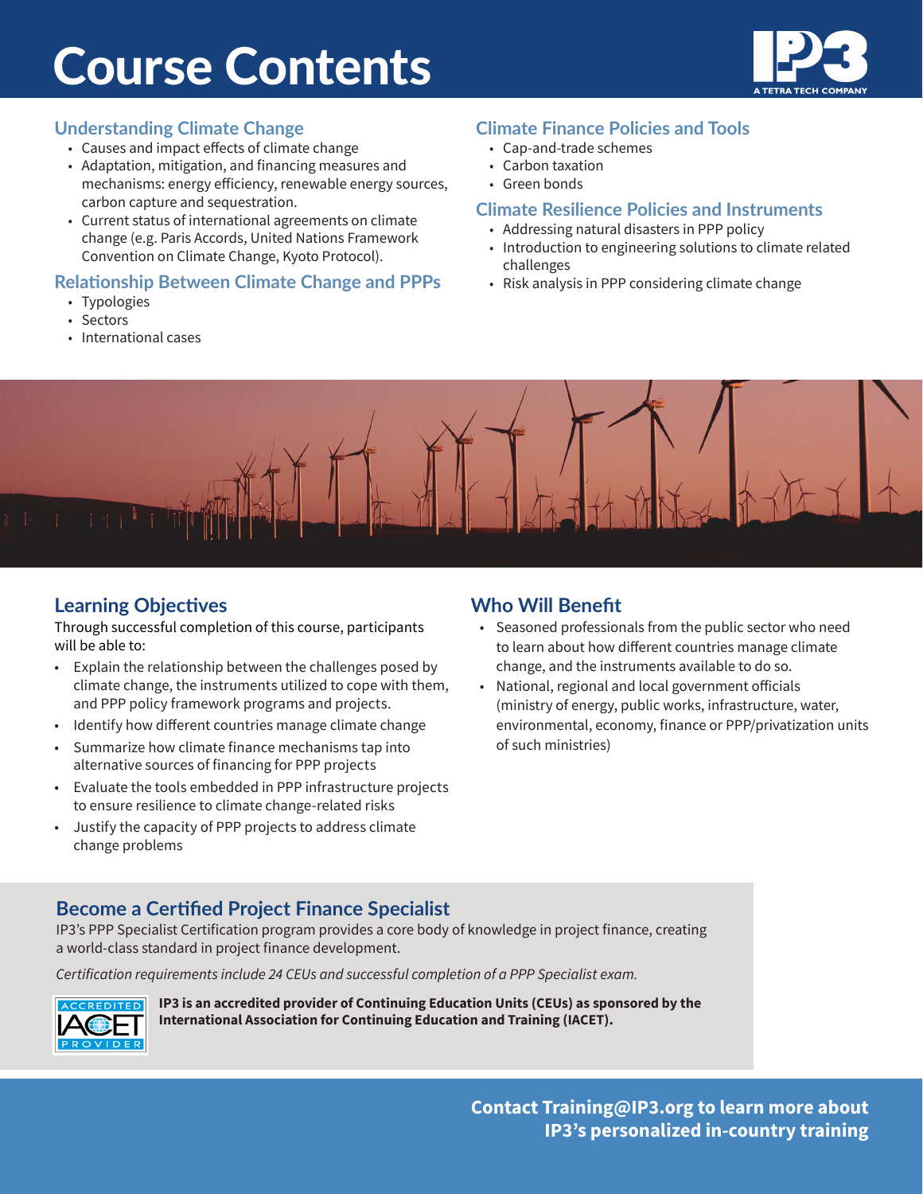# Course Contents

## Understanding Climate Change

- Causes and impact effects of climate change
- Adaptation, mitigation, and financing measures and mechanisms: energy efficiency, renewable energy sources, carbon capture and sequestration.
- Current status of international agreements on climate change (e.g. Paris Accords, United Nations Framework Convention on Climate Change, Kyoto Protocol).

## Relationship Between Climate Change and PPPs

- Typologies
- Sectors
- International cases

## Climate Finance Policies and Tools

- Cap-and-trade schemes
- Carbon taxation
- Green bonds

## Climate Resilience Policies and Instruments

- Addressing natural disasters in PPP policy
- Introduction to engineering solutions to climate related challenges
- Risk analysis in PPP considering climate change

## Learning Objectives

Through successful completion of this course, participants will be able to:

- Explain the relationship between the challenges posed by climate change, the instruments utilized to cope with them, and PPP policy framework programs and projects.
- Identify how different countries manage climate change
- Summarize how climate finance mechanisms tap into alternative sources of financing for PPP projects
- Evaluate the tools embedded in PPP infrastructure projects to ensure resilience to climate change-related risks
- Justify the capacity of PPP projects to address climate change problems

## Who Will Benefit

- Seasoned professionals from the public sector who need to learn about how different countries manage climate change, and the instruments available to do so.
- National, regional and local government officials (ministry of energy, public works, infrastructure, water, environmental, economy, finance or PPP/privatization units of such ministries)

## Become a Certified Project Finance Specialist

IP3's PPP Specialist Certification program provides a core body of knowledge in project finance, creating a world-class standard in project finance development.

*Certification requirements include 24 CEUs and successful completion of a PPP Specialist exam.*

**IP3 is an accredited provider of Continuing Education Units (CEUs) as sponsored by the International Association for Continuing Education and Training (IACET).**

**Contact Training@IP3.org to learn more about IP3's personalized in-country training**